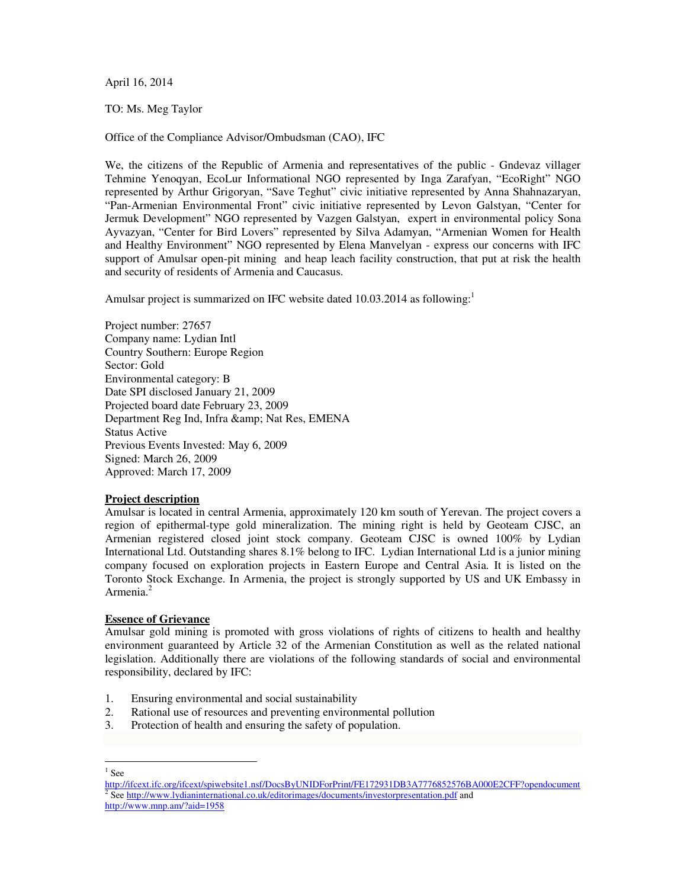April 16, 2014

TO: Ms. Meg Taylor

Office of the Compliance Advisor/Ombudsman (CAO), IFC

We, the citizens of the Republic of Armenia and representatives of the public - Gndevaz villager Tehmine Yenoqyan, EcoLur Informational NGO represented by Inga Zarafyan, "EcoRight" NGO represented by Arthur Grigoryan, "Save Teghut" civic initiative represented by Anna Shahnazaryan, "Pan-Armenian Environmental Front" civic initiative represented by Levon Galstyan, "Center for Jermuk Development" NGO represented by Vazgen Galstyan, expert in environmental policy Sona Ayvazyan, "Center for Bird Lovers" represented by Silva Adamyan, "Armenian Women for Health and Healthy Environment" NGO represented by Elena Manvelyan - express our concerns with IFC support of Amulsar open-pit mining and heap leach facility construction, that put at risk the health and security of residents of Armenia and Caucasus.

Amulsar project is summarized on IFC website dated 10.03.2014 as following:[1]

Project number: 27657
Company name: Lydian Intl
Country Southern: Europe Region
Sector: Gold
Environmental category: B
Date SPI disclosed January 21, 2009
Projected board date February 23, 2009
Department Reg Ind, Infra &amp; Nat Res, EMENA
Status Active
Previous Events Invested: May 6, 2009
Signed: March 26, 2009
Approved: March 17, 2009

**Project description**
Amulsar is located in central Armenia, approximately 120 km south of Yerevan. The project covers a region of epithermal-type gold mineralization. The mining right is held by Geoteam CJSC, an Armenian registered closed joint stock company. Geoteam CJSC is owned 100% by Lydian International Ltd. Outstanding shares 8.1% belong to IFC. Lydian International Ltd is a junior mining company focused on exploration projects in Eastern Europe and Central Asia. It is listed on the Toronto Stock Exchange. In Armenia, the project is strongly supported by US and UK Embassy in Armenia.[2]

**Essence of Grievance**
Amulsar gold mining is promoted with gross violations of rights of citizens to health and healthy environment guaranteed by Article 32 of the Armenian Constitution as well as the related national legislation. Additionally there are violations of the following standards of social and environmental responsibility, declared by IFC:

1. Ensuring environmental and social sustainability
2. Rational use of resources and preventing environmental pollution
3. Protection of health and ensuring the safety of population.

---

[1] See http://ifcext.ifc.org/ifcext/spiwebsite1.nsf/DocsByUNIDForPrint/FE172931DB3A7776852576BA000E2CFF?opendocument

[2] See http://www.lydianinternational.co.uk/editorimages/documents/investorpresentation.pdf and http://www.mnp.am/?aid=1958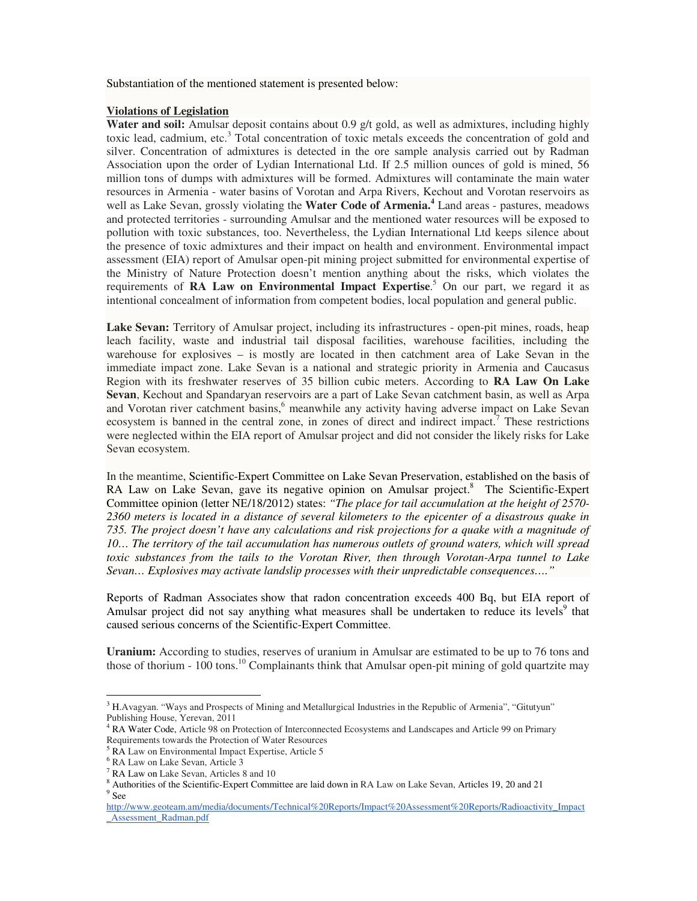Substantiation of the mentioned statement is presented below:

**Violations of Legislation**

**Water and soil:** Amulsar deposit contains about 0.9 g/t gold, as well as admixtures, including highly toxic lead, cadmium, etc.[3] Total concentration of toxic metals exceeds the concentration of gold and silver. Concentration of admixtures is detected in the ore sample analysis carried out by Radman Association upon the order of Lydian International Ltd. If 2.5 million ounces of gold is mined, 56 million tons of dumps with admixtures will be formed. Admixtures will contaminate the main water resources in Armenia - water basins of Vorotan and Arpa Rivers, Kechout and Vorotan reservoirs as well as Lake Sevan, grossly violating the **Water Code of Armenia.**[4] Land areas - pastures, meadows and protected territories - surrounding Amulsar and the mentioned water resources will be exposed to pollution with toxic substances, too. Nevertheless, the Lydian International Ltd keeps silence about the presence of toxic admixtures and their impact on health and environment. Environmental impact assessment (EIA) report of Amulsar open-pit mining project submitted for environmental expertise of the Ministry of Nature Protection doesn't mention anything about the risks, which violates the requirements of **RA Law on Environmental Impact Expertise**.[5] On our part, we regard it as intentional concealment of information from competent bodies, local population and general public.

**Lake Sevan:** Territory of Amulsar project, including its infrastructures - open-pit mines, roads, heap leach facility, waste and industrial tail disposal facilities, warehouse facilities, including the warehouse for explosives – is mostly are located in then catchment area of Lake Sevan in the immediate impact zone. Lake Sevan is a national and strategic priority in Armenia and Caucasus Region with its freshwater reserves of 35 billion cubic meters. According to **RA Law On Lake Sevan**, Kechout and Spandaryan reservoirs are a part of Lake Sevan catchment basin, as well as Arpa and Vorotan river catchment basins,[6] meanwhile any activity having adverse impact on Lake Sevan ecosystem is banned in the central zone, in zones of direct and indirect impact.[7] These restrictions were neglected within the EIA report of Amulsar project and did not consider the likely risks for Lake Sevan ecosystem.

In the meantime, Scientific-Expert Committee on Lake Sevan Preservation, established on the basis of RA Law on Lake Sevan, gave its negative opinion on Amulsar project.[8] The Scientific-Expert Committee opinion (letter NE/18/2012) states: *"The place for tail accumulation at the height of 2570-2360 meters is located in a distance of several kilometers to the epicenter of a disastrous quake in 735. The project doesn't have any calculations and risk projections for a quake with a magnitude of 10… The territory of the tail accumulation has numerous outlets of ground waters, which will spread toxic substances from the tails to the Vorotan River, then through Vorotan-Arpa tunnel to Lake Sevan… Explosives may activate landslip processes with their unpredictable consequences…."*

Reports of Radman Associates show that radon concentration exceeds 400 Bq, but EIA report of Amulsar project did not say anything what measures shall be undertaken to reduce its levels[9] that caused serious concerns of the Scientific-Expert Committee.

**Uranium:** According to studies, reserves of uranium in Amulsar are estimated to be up to 76 tons and those of thorium - 100 tons.[10] Complainants think that Amulsar open-pit mining of gold quartzite may

---

[3] H.Avagyan. "Ways and Prospects of Mining and Metallurgical Industries in the Republic of Armenia", "Gitutyun" Publishing House, Yerevan, 2011

[4] RA Water Code, Article 98 on Protection of Interconnected Ecosystems and Landscapes and Article 99 on Primary Requirements towards the Protection of Water Resources

[5] RA Law on Environmental Impact Expertise, Article 5

[6] RA Law on Lake Sevan, Article 3

[7] RA Law on Lake Sevan, Articles 8 and 10

[8] Authorities of the Scientific-Expert Committee are laid down in RA Law on Lake Sevan, Articles 19, 20 and 21

[9] See http://www.geoteam.am/media/documents/Technical%20Reports/Impact%20Assessment%20Reports/Radioactivity_Impact_Assessment_Radman.pdf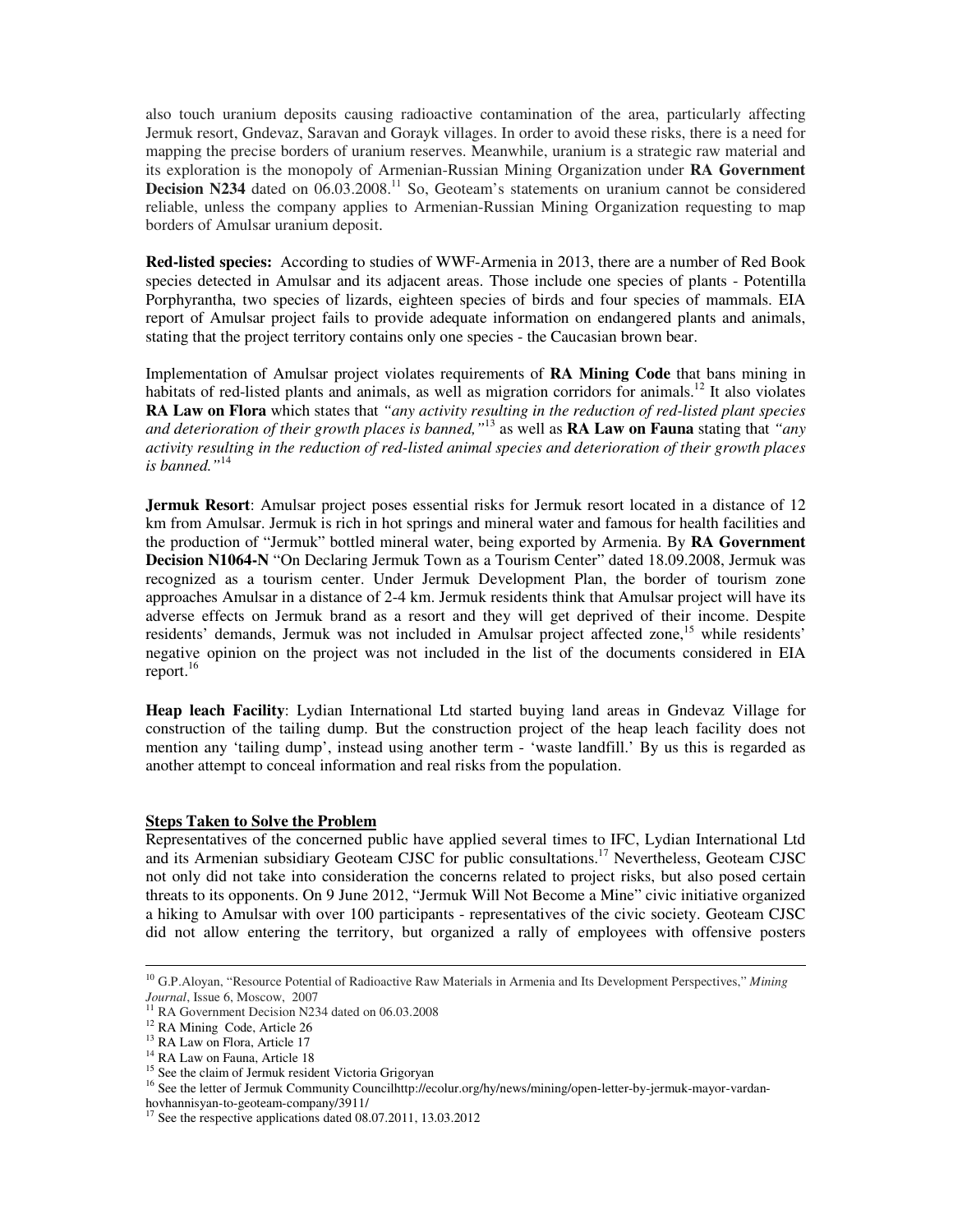also touch uranium deposits causing radioactive contamination of the area, particularly affecting Jermuk resort, Gndevaz, Saravan and Gorayk villages. In order to avoid these risks, there is a need for mapping the precise borders of uranium reserves. Meanwhile, uranium is a strategic raw material and its exploration is the monopoly of Armenian-Russian Mining Organization under **RA Government Decision N234** dated on 06.03.2008.[11] So, Geoteam's statements on uranium cannot be considered reliable, unless the company applies to Armenian-Russian Mining Organization requesting to map borders of Amulsar uranium deposit.

**Red-listed species:** According to studies of WWF-Armenia in 2013, there are a number of Red Book species detected in Amulsar and its adjacent areas. Those include one species of plants - Potentilla Porphyrantha, two species of lizards, eighteen species of birds and four species of mammals. EIA report of Amulsar project fails to provide adequate information on endangered plants and animals, stating that the project territory contains only one species - the Caucasian brown bear.

Implementation of Amulsar project violates requirements of **RA Mining Code** that bans mining in habitats of red-listed plants and animals, as well as migration corridors for animals.[12] It also violates **RA Law on Flora** which states that *"any activity resulting in the reduction of red-listed plant species and deterioration of their growth places is banned,"*[13] as well as **RA Law on Fauna** stating that *"any activity resulting in the reduction of red-listed animal species and deterioration of their growth places is banned."*[14]

**Jermuk Resort**: Amulsar project poses essential risks for Jermuk resort located in a distance of 12 km from Amulsar. Jermuk is rich in hot springs and mineral water and famous for health facilities and the production of "Jermuk" bottled mineral water, being exported by Armenia. By **RA Government Decision N1064-N** "On Declaring Jermuk Town as a Tourism Center" dated 18.09.2008, Jermuk was recognized as a tourism center. Under Jermuk Development Plan, the border of tourism zone approaches Amulsar in a distance of 2-4 km. Jermuk residents think that Amulsar project will have its adverse effects on Jermuk brand as a resort and they will get deprived of their income. Despite residents' demands, Jermuk was not included in Amulsar project affected zone,[15] while residents' negative opinion on the project was not included in the list of the documents considered in EIA report.[16]

**Heap leach Facility**: Lydian International Ltd started buying land areas in Gndevaz Village for construction of the tailing dump. But the construction project of the heap leach facility does not mention any 'tailing dump', instead using another term - 'waste landfill.' By us this is regarded as another attempt to conceal information and real risks from the population.

## Steps Taken to Solve the Problem

Representatives of the concerned public have applied several times to IFC, Lydian International Ltd and its Armenian subsidiary Geoteam CJSC for public consultations.[17] Nevertheless, Geoteam CJSC not only did not take into consideration the concerns related to project risks, but also posed certain threats to its opponents. On 9 June 2012, "Jermuk Will Not Become a Mine" civic initiative organized a hiking to Amulsar with over 100 participants - representatives of the civic society. Geoteam CJSC did not allow entering the territory, but organized a rally of employees with offensive posters

---

[10] G.P.Aloyan, "Resource Potential of Radioactive Raw Materials in Armenia and Its Development Perspectives," *Mining Journal*, Issue 6, Moscow, 2007

[11] RA Government Decision N234 dated on 06.03.2008

[12] RA Mining Code, Article 26

[13] RA Law on Flora, Article 17

[14] RA Law on Fauna, Article 18

[15] See the claim of Jermuk resident Victoria Grigoryan

[16] See the letter of Jermuk Community Councilhttp://ecolur.org/hy/news/mining/open-letter-by-jermuk-mayor-vardan-hovhannisyan-to-geoteam-company/3911/

[17] See the respective applications dated 08.07.2011, 13.03.2012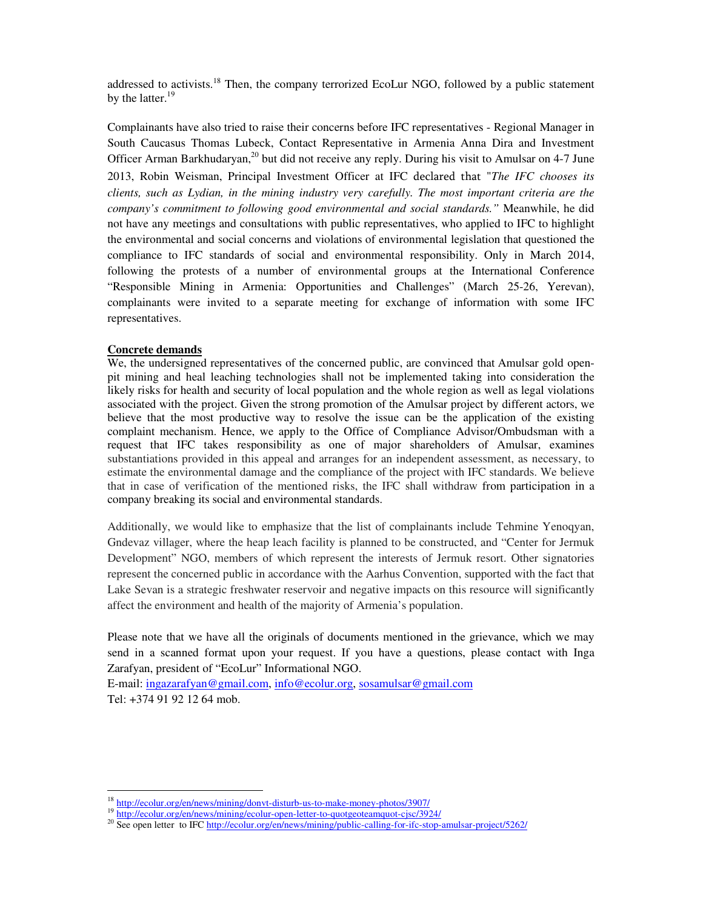addressed to activists.[18] Then, the company terrorized EcoLur NGO, followed by a public statement by the latter.[19]

Complainants have also tried to raise their concerns before IFC representatives - Regional Manager in South Caucasus Thomas Lubeck, Contact Representative in Armenia Anna Dira and Investment Officer Arman Barkhudaryan,[20] but did not receive any reply. During his visit to Amulsar on 4-7 June 2013, Robin Weisman, Principal Investment Officer at IFC declared that "*The IFC chooses its clients, such as Lydian, in the mining industry very carefully. The most important criteria are the company's commitment to following good environmental and social standards."* Meanwhile, he did not have any meetings and consultations with public representatives, who applied to IFC to highlight the environmental and social concerns and violations of environmental legislation that questioned the compliance to IFC standards of social and environmental responsibility. Only in March 2014, following the protests of a number of environmental groups at the International Conference "Responsible Mining in Armenia: Opportunities and Challenges" (March 25-26, Yerevan), complainants were invited to a separate meeting for exchange of information with some IFC representatives.

**Concrete demands**

We, the undersigned representatives of the concerned public, are convinced that Amulsar gold open-pit mining and heal leaching technologies shall not be implemented taking into consideration the likely risks for health and security of local population and the whole region as well as legal violations associated with the project. Given the strong promotion of the Amulsar project by different actors, we believe that the most productive way to resolve the issue can be the application of the existing complaint mechanism. Hence, we apply to the Office of Compliance Advisor/Ombudsman with a request that IFC takes responsibility as one of major shareholders of Amulsar, examines substantiations provided in this appeal and arranges for an independent assessment, as necessary, to estimate the environmental damage and the compliance of the project with IFC standards. We believe that in case of verification of the mentioned risks, the IFC shall withdraw from participation in a company breaking its social and environmental standards.

Additionally, we would like to emphasize that the list of complainants include Tehmine Yenoqyan, Gndevaz villager, where the heap leach facility is planned to be constructed, and "Center for Jermuk Development" NGO, members of which represent the interests of Jermuk resort. Other signatories represent the concerned public in accordance with the Aarhus Convention, supported with the fact that Lake Sevan is a strategic freshwater reservoir and negative impacts on this resource will significantly affect the environment and health of the majority of Armenia's population.

Please note that we have all the originals of documents mentioned in the grievance, which we may send in a scanned format upon your request. If you have a questions, please contact with Inga Zarafyan, president of "EcoLur" Informational NGO.

E-mail: ingazarafyan@gmail.com, info@ecolur.org, sosamulsar@gmail.com

Tel: +374 91 92 12 64 mob.

---

[18] http://ecolur.org/en/news/mining/donvt-disturb-us-to-make-money-photos/3907/

[19] http://ecolur.org/en/news/mining/ecolur-open-letter-to-quotgeoteamquot-cjsc/3924/

[20] See open letter to IFC http://ecolur.org/en/news/mining/public-calling-for-ifc-stop-amulsar-project/5262/